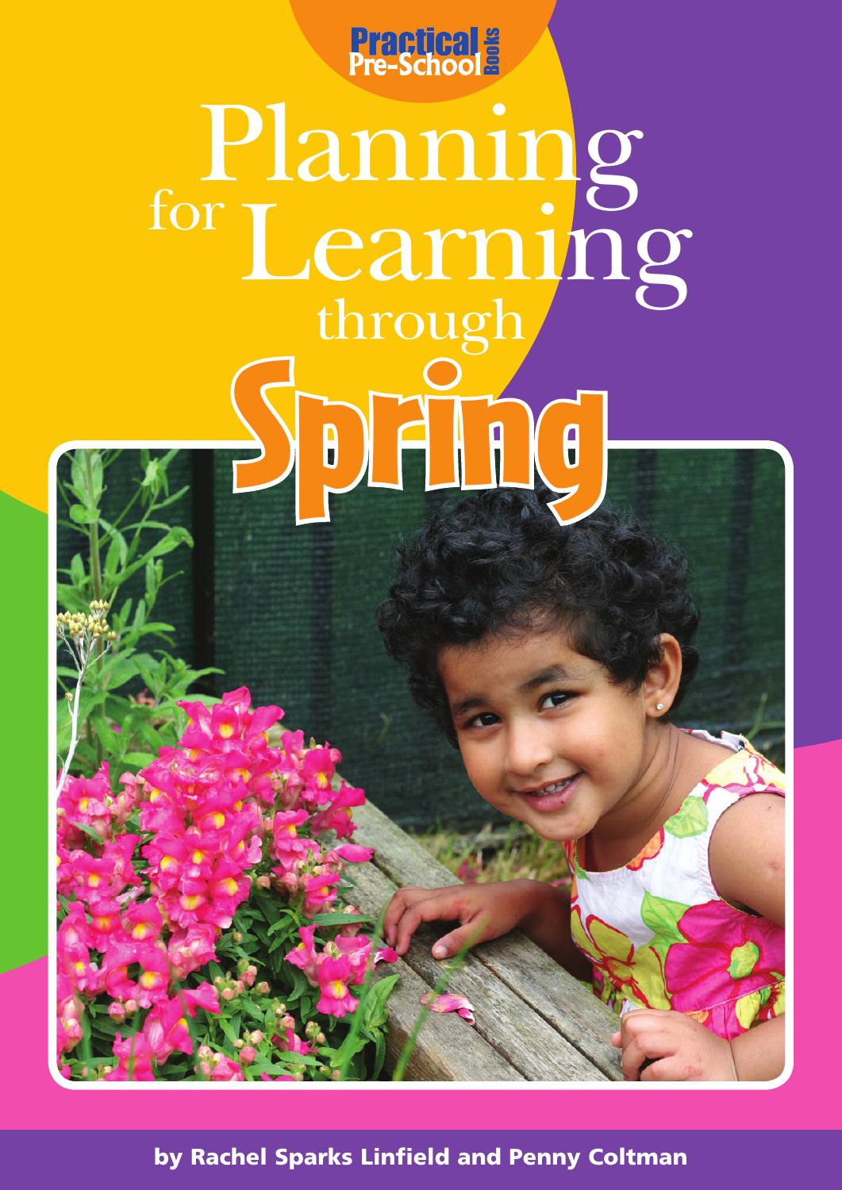Practical Pre-School Books

# Planning for Learning through Spring

**by Rachel Sparks Linfield and Penny Coltman**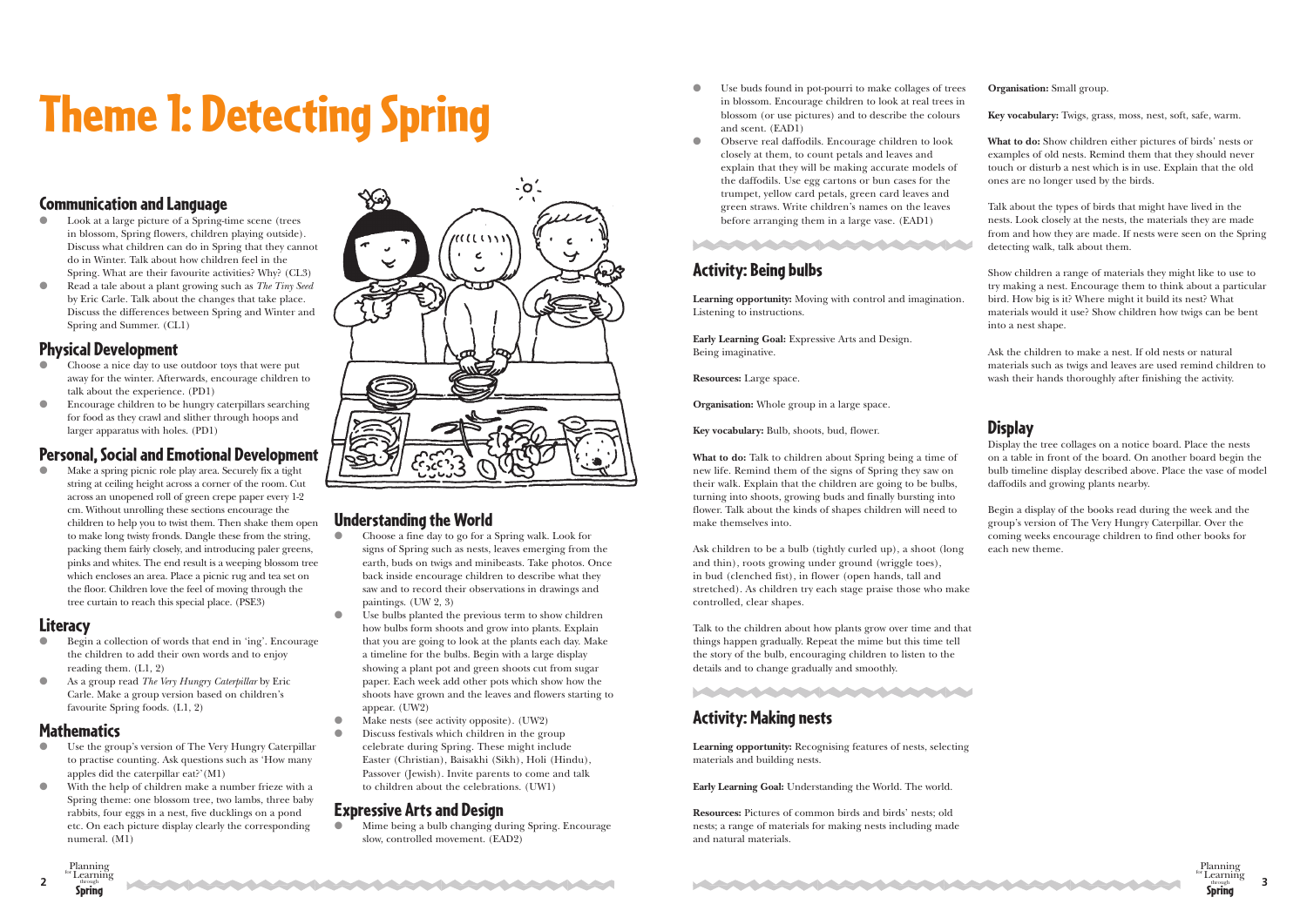# Theme 1: Detecting Spring

## Communication and Language

- Look at a large picture of a Spring-time scene (trees in blossom, Spring flowers, children playing outside). Discuss what children can do in Spring that they cannot do in Winter. Talk about how children feel in the Spring. What are their favourite activities? Why? (CL3)
- Read a tale about a plant growing such as *The Tiny Seed* by Eric Carle. Talk about the changes that take place. Discuss the differences between Spring and Winter and Spring and Summer. (CL1)

## Physical Development

- Choose a nice day to use outdoor toys that were put away for the winter. Afterwards, encourage children to talk about the experience. (PD1)
- Encourage children to be hungry caterpillars searching for food as they crawl and slither through hoops and larger apparatus with holes. (PD1)

## Personal, Social and Emotional Development

- Make a spring picnic role play area. Securely fix a tight string at ceiling height across a corner of the room. Cut across an unopened roll of green crepe paper every 1-2 cm. Without unrolling these sections encourage the children to help you to twist them. Then shake them open to make long twisty fronds. Dangle these from the string, packing them fairly closely, and introducing paler greens, pinks and whites. The end result is a weeping blossom tree which encloses an area. Place a picnic rug and tea set on the floor. Children love the feel of moving through the tree curtain to reach this special place. (PSE3)

## Literacy

- Begin a collection of words that end in 'ing'. Encourage the children to add their own words and to enjoy reading them. (L1, 2)
- As a group read *The Very Hungry Caterpillar* by Eric Carle. Make a group version based on children's favourite Spring foods. (L1, 2)

## Mathematics

- Use the group's version of The Very Hungry Caterpillar to practise counting. Ask questions such as 'How many apples did the caterpillar eat?'(M1)
- With the help of children make a number frieze with a Spring theme: one blossom tree, two lambs, three baby rabbits, four eggs in a nest, five ducklings on a pond etc. On each picture display clearly the corresponding numeral. (M1)

## Understanding the World

- Choose a fine day to go for a Spring walk. Look for signs of Spring such as nests, leaves emerging from the earth, buds on twigs and minibeasts. Take photos. Once back inside encourage children to describe what they saw and to record their observations in drawings and paintings. (UW 2, 3)
- Use bulbs planted the previous term to show children how bulbs form shoots and grow into plants. Explain that you are going to look at the plants each day. Make a timeline for the bulbs. Begin with a large display showing a plant pot and green shoots cut from sugar paper. Each week add other pots which show how the shoots have grown and the leaves and flowers starting to appear. (UW2)
- Make nests (see activity opposite). (UW2)
- Discuss festivals which children in the group celebrate during Spring. These might include Easter (Christian), Baisakhi (Sikh), Holi (Hindu), Passover (Jewish). Invite parents to come and talk to children about the celebrations. (UW1)

## Expressive Arts and Design

- Mime being a bulb changing during Spring. Encourage slow, controlled movement. (EAD2)
- Use buds found in pot-pourri to make collages of trees in blossom. Encourage children to look at real trees in blossom (or use pictures) and to describe the colours and scent. (EAD1)
- Observe real daffodils. Encourage children to look closely at them, to count petals and leaves and explain that they will be making accurate models of the daffodils. Use egg cartons or bun cases for the trumpet, yellow card petals, green card leaves and green straws. Write children's names on the leaves before arranging them in a large vase. (EAD1)

## Activity: Being bulbs

**Learning opportunity:** Moving with control and imagination. Listening to instructions.

**Early Learning Goal:** Expressive Arts and Design. Being imaginative.

**Resources:** Large space.

**Organisation:** Whole group in a large space.

**Key vocabulary:** Bulb, shoots, bud, flower.

**What to do:** Talk to children about Spring being a time of new life. Remind them of the signs of Spring they saw on their walk. Explain that the children are going to be bulbs, turning into shoots, growing buds and finally bursting into flower. Talk about the kinds of shapes children will need to make themselves into.

Ask children to be a bulb (tightly curled up), a shoot (long and thin), roots growing under ground (wriggle toes), in bud (clenched fist), in flower (open hands, tall and stretched). As children try each stage praise those who make controlled, clear shapes.

Talk to the children about how plants grow over time and that things happen gradually. Repeat the mime but this time tell the story of the bulb, encouraging children to listen to the details and to change gradually and smoothly.

## Activity: Making nests

**Learning opportunity:** Recognising features of nests, selecting materials and building nests.

**Early Learning Goal:** Understanding the World. The world.

**Resources:** Pictures of common birds and birds' nests; old nests; a range of materials for making nests including made and natural materials.

**Organisation:** Small group.

**Key vocabulary:** Twigs, grass, moss, nest, soft, safe, warm.

**What to do:** Show children either pictures of birds' nests or examples of old nests. Remind them that they should never touch or disturb a nest which is in use. Explain that the old ones are no longer used by the birds.

Talk about the types of birds that might have lived in the nests. Look closely at the nests, the materials they are made from and how they are made. If nests were seen on the Spring detecting walk, talk about them.

Show children a range of materials they might like to use to try making a nest. Encourage them to think about a particular bird. How big is it? Where might it build its nest? What materials would it use? Show children how twigs can be bent into a nest shape.

Ask the children to make a nest. If old nests or natural materials such as twigs and leaves are used remind children to wash their hands thoroughly after finishing the activity.

## Display

Display the tree collages on a notice board. Place the nests on a table in front of the board. On another board begin the bulb timeline display described above. Place the vase of model daffodils and growing plants nearby.

Begin a display of the books read during the week and the group's version of The Very Hungry Caterpillar. Over the coming weeks encourage children to find other books for each new theme.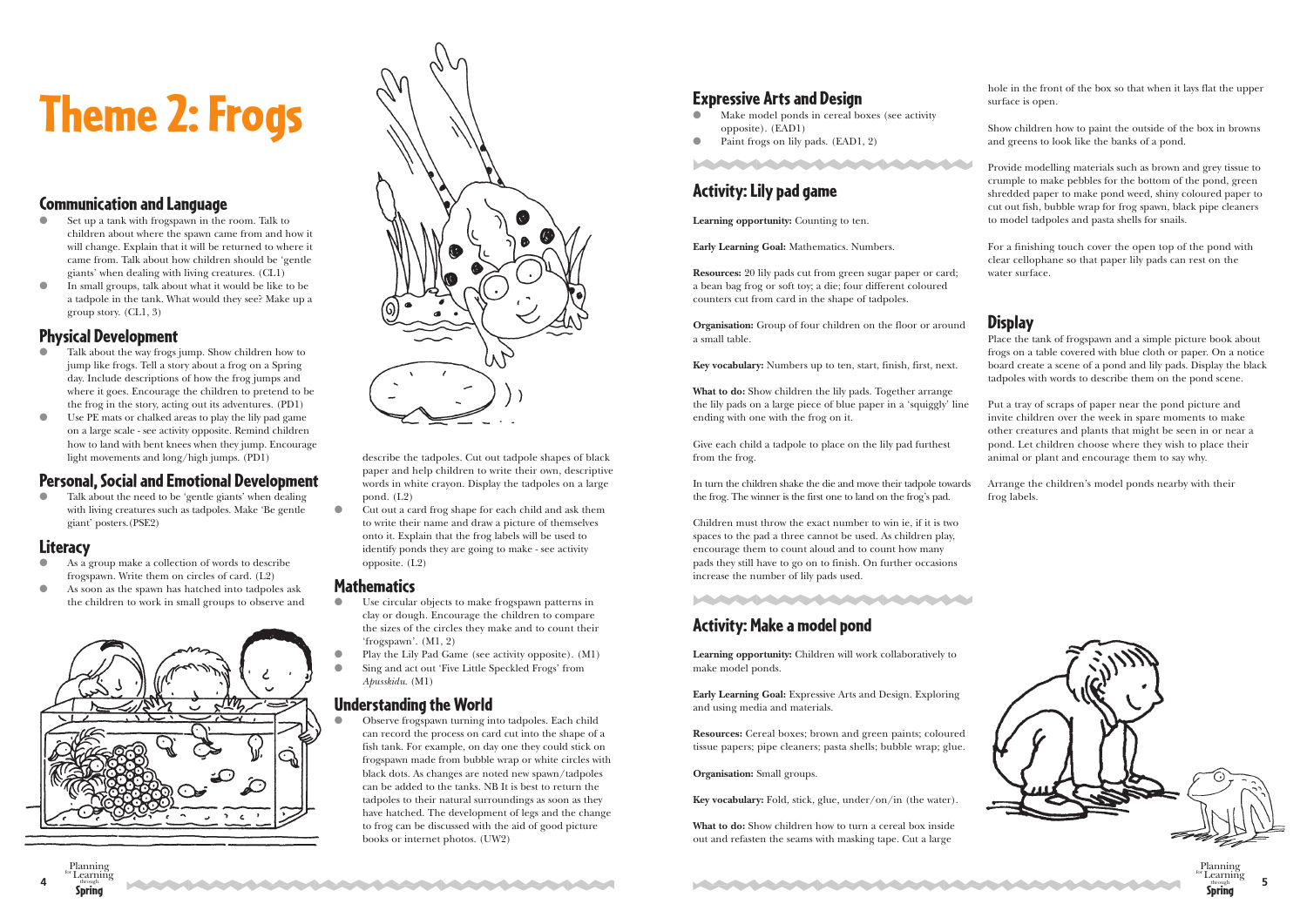# Theme 2: Frogs

## Communication and Language

- Set up a tank with frogspawn in the room. Talk to children about where the spawn came from and how it will change. Explain that it will be returned to where it came from. Talk about how children should be 'gentle giants' when dealing with living creatures. (CL1)
- In small groups, talk about what it would be like to be a tadpole in the tank. What would they see? Make up a group story. (CL1, 3)

## Physical Development

- Talk about the way frogs jump. Show children how to jump like frogs. Tell a story about a frog on a Spring day. Include descriptions of how the frog jumps and where it goes. Encourage the children to pretend to be the frog in the story, acting out its adventures. (PD1)
- Use PE mats or chalked areas to play the lily pad game on a large scale - see activity opposite. Remind children how to land with bent knees when they jump. Encourage light movements and long/high jumps. (PD1)

## Personal, Social and Emotional Development

- Talk about the need to be 'gentle giants' when dealing with living creatures such as tadpoles. Make 'Be gentle giant' posters.(PSE2)

## Literacy

- As a group make a collection of words to describe frogspawn. Write them on circles of card. (L2)
- As soon as the spawn has hatched into tadpoles ask the children to work in small groups to observe and describe the tadpoles. Cut out tadpole shapes of black paper and help children to write their own, descriptive words in white crayon. Display the tadpoles on a large pond. (L2)
- Cut out a card frog shape for each child and ask them to write their name and draw a picture of themselves onto it. Explain that the frog labels will be used to identify ponds they are going to make - see activity opposite. (L2)

## Mathematics

- Use circular objects to make frogspawn patterns in clay or dough. Encourage the children to compare the sizes of the circles they make and to count their 'frogspawn'. (M1, 2)
- Play the Lily Pad Game (see activity opposite). (M1)
- Sing and act out 'Five Little Speckled Frogs' from *Apusskidu*. (M1)

## Understanding the World

- Observe frogspawn turning into tadpoles. Each child can record the process on card cut into the shape of a fish tank. For example, on day one they could stick on frogspawn made from bubble wrap or white circles with black dots. As changes are noted new spawn/tadpoles can be added to the tanks. NB It is best to return the tadpoles to their natural surroundings as soon as they have hatched. The development of legs and the change to frog can be discussed with the aid of good picture books or internet photos. (UW2)

## Expressive Arts and Design

- Make model ponds in cereal boxes (see activity opposite). (EAD1)
- Paint frogs on lily pads. (EAD1, 2)

## Activity: Lily pad game

**Learning opportunity:** Counting to ten.

**Early Learning Goal:** Mathematics. Numbers.

**Resources:** 20 lily pads cut from green sugar paper or card; a bean bag frog or soft toy; a die; four different coloured counters cut from card in the shape of tadpoles.

**Organisation:** Group of four children on the floor or around a small table.

**Key vocabulary:** Numbers up to ten, start, finish, first, next.

**What to do:** Show children the lily pads. Together arrange the lily pads on a large piece of blue paper in a 'squiggly' line ending with one with the frog on it.

Give each child a tadpole to place on the lily pad furthest from the frog.

In turn the children shake the die and move their tadpole towards the frog. The winner is the first one to land on the frog's pad.

Children must throw the exact number to win ie, if it is two spaces to the pad a three cannot be used. As children play, encourage them to count aloud and to count how many pads they still have to go on to finish. On further occasions increase the number of lily pads used.

## Activity: Make a model pond

**Learning opportunity:** Children will work collaboratively to make model ponds.

**Early Learning Goal:** Expressive Arts and Design. Exploring and using media and materials.

**Resources:** Cereal boxes; brown and green paints; coloured tissue papers; pipe cleaners; pasta shells; bubble wrap; glue.

**Organisation:** Small groups.

**Key vocabulary:** Fold, stick, glue, under/on/in (the water).

**What to do:** Show children how to turn a cereal box inside out and refasten the seams with masking tape. Cut a large hole in the front of the box so that when it lays flat the upper surface is open.

Show children how to paint the outside of the box in browns and greens to look like the banks of a pond.

Provide modelling materials such as brown and grey tissue to crumple to make pebbles for the bottom of the pond, green shredded paper to make pond weed, shiny coloured paper to cut out fish, bubble wrap for frog spawn, black pipe cleaners to model tadpoles and pasta shells for snails.

For a finishing touch cover the open top of the pond with clear cellophane so that paper lily pads can rest on the water surface.

## Display

Place the tank of frogspawn and a simple picture book about frogs on a table covered with blue cloth or paper. On a notice board create a scene of a pond and lily pads. Display the black tadpoles with words to describe them on the pond scene.

Put a tray of scraps of paper near the pond picture and invite children over the week in spare moments to make other creatures and plants that might be seen in or near a pond. Let children choose where they wish to place their animal or plant and encourage them to say why.

Arrange the children's model ponds nearby with their frog labels.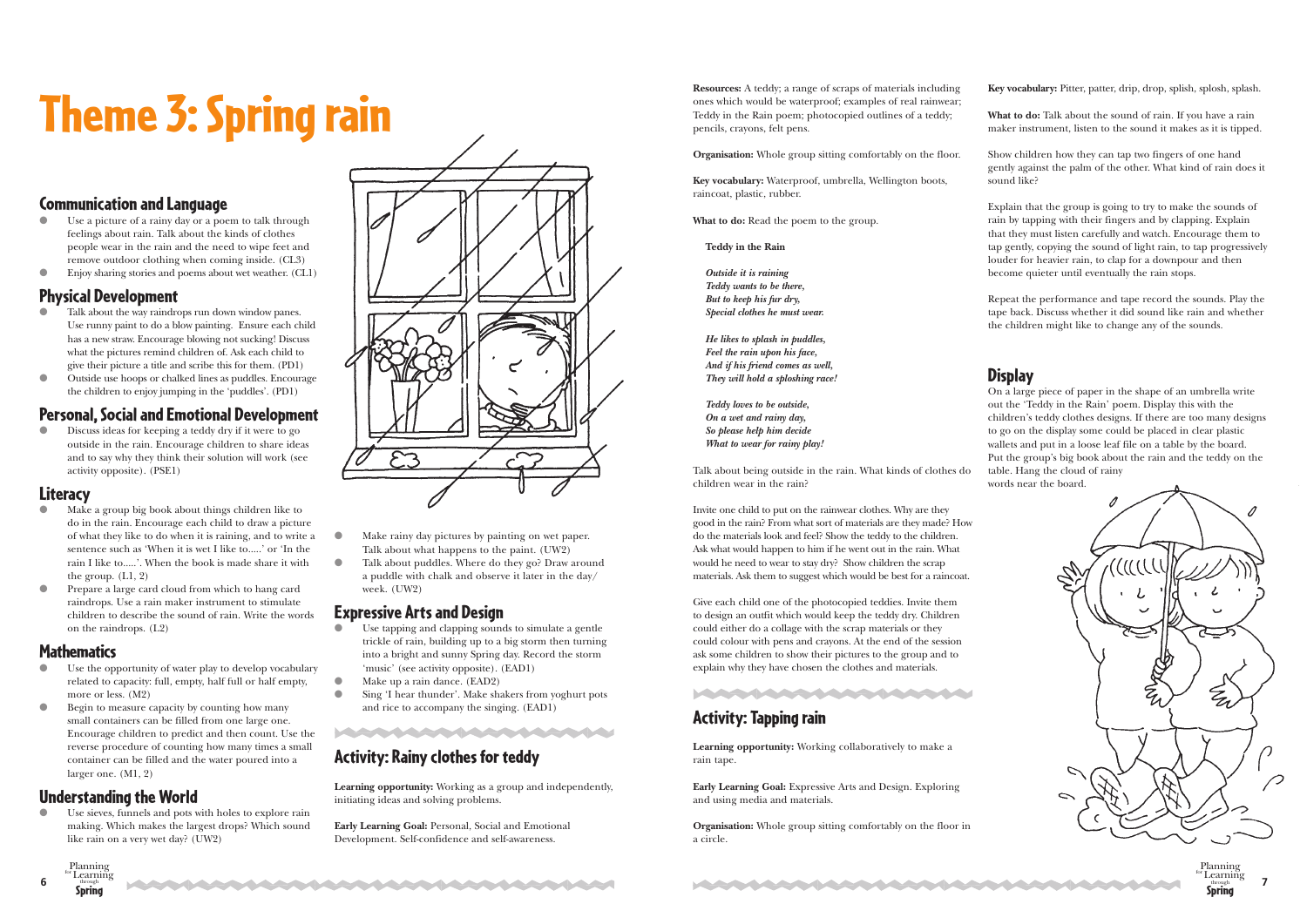# Theme 3: Spring rain

## Communication and Language

- Use a picture of a rainy day or a poem to talk through feelings about rain. Talk about the kinds of clothes people wear in the rain and the need to wipe feet and remove outdoor clothing when coming inside. (CL3)
- Enjoy sharing stories and poems about wet weather. (CL1)

## Physical Development

- Talk about the way raindrops run down window panes. Use runny paint to do a blow painting. Ensure each child has a new straw. Encourage blowing not sucking! Discuss what the pictures remind children of. Ask each child to give their picture a title and scribe this for them. (PD1)
- Outside use hoops or chalked lines as puddles. Encourage the children to enjoy jumping in the 'puddles'. (PD1)

## Personal, Social and Emotional Development

- Discuss ideas for keeping a teddy dry if it were to go outside in the rain. Encourage children to share ideas and to say why they think their solution will work (see activity opposite). (PSE1)

## Literacy

- Make a group big book about things children like to do in the rain. Encourage each child to draw a picture of what they like to do when it is raining, and to write a sentence such as 'When it is wet I like to.....' or 'In the rain I like to.....'. When the book is made share it with the group. (L1, 2)
- Prepare a large card cloud from which to hang card raindrops. Use a rain maker instrument to stimulate children to describe the sound of rain. Write the words on the raindrops. (L2)

## Mathematics

- Use the opportunity of water play to develop vocabulary related to capacity: full, empty, half full or half empty, more or less. (M2)
- Begin to measure capacity by counting how many small containers can be filled from one large one. Encourage children to predict and then count. Use the reverse procedure of counting how many times a small container can be filled and the water poured into a larger one. (M1, 2)

## Understanding the World

- Use sieves, funnels and pots with holes to explore rain making. Which makes the largest drops? Which sound like rain on a very wet day? (UW2)
- Make rainy day pictures by painting on wet paper. Talk about what happens to the paint. (UW2)
- Talk about puddles. Where do they go? Draw around a puddle with chalk and observe it later in the day/week. (UW2)

## Expressive Arts and Design

- Use tapping and clapping sounds to simulate a gentle trickle of rain, building up to a big storm then turning into a bright and sunny Spring day. Record the storm 'music' (see activity opposite). (EAD1)
- Make up a rain dance. (EAD2)
- Sing 'I hear thunder'. Make shakers from yoghurt pots and rice to accompany the singing. (EAD1)

## Activity: Rainy clothes for teddy

**Learning opportunity:** Working as a group and independently, initiating ideas and solving problems.

**Early Learning Goal:** Personal, Social and Emotional Development. Self-confidence and self-awareness.

**Resources:** A teddy; a range of scraps of materials including ones which would be waterproof; examples of real rainwear; Teddy in the Rain poem; photocopied outlines of a teddy; pencils, crayons, felt pens.

**Organisation:** Whole group sitting comfortably on the floor.

**Key vocabulary:** Waterproof, umbrella, Wellington boots, raincoat, plastic, rubber.

**What to do:** Read the poem to the group.

**Teddy in the Rain**

***Outside it is raining***
***Teddy wants to be there,***
***But to keep his fur dry,***
***Special clothes he must wear.***

***He likes to splash in puddles,***
***Feel the rain upon his face,***
***And if his friend comes as well,***
***They will hold a sploshing race!***

***Teddy loves to be outside,***
***On a wet and rainy day,***
***So please help him decide***
***What to wear for rainy play!***

Talk about being outside in the rain. What kinds of clothes do children wear in the rain?

Invite one child to put on the rainwear clothes. Why are they good in the rain? From what sort of materials are they made? How do the materials look and feel? Show the teddy to the children. Ask what would happen to him if he went out in the rain. What would he need to wear to stay dry? Show children the scrap materials. Ask them to suggest which would be best for a raincoat.

Give each child one of the photocopied teddies. Invite them to design an outfit which would keep the teddy dry. Children could either do a collage with the scrap materials or they could colour with pens and crayons. At the end of the session ask some children to show their pictures to the group and to explain why they have chosen the clothes and materials.

## Activity: Tapping rain

**Learning opportunity:** Working collaboratively to make a rain tape.

**Early Learning Goal:** Expressive Arts and Design. Exploring and using media and materials.

**Organisation:** Whole group sitting comfortably on the floor in a circle.

**Key vocabulary:** Pitter, patter, drip, drop, splish, splosh, splash.

**What to do:** Talk about the sound of rain. If you have a rain maker instrument, listen to the sound it makes as it is tipped.

Show children how they can tap two fingers of one hand gently against the palm of the other. What kind of rain does it sound like?

Explain that the group is going to try to make the sounds of rain by tapping with their fingers and by clapping. Explain that they must listen carefully and watch. Encourage them to tap gently, copying the sound of light rain, to tap progressively louder for heavier rain, to clap for a downpour and then become quieter until eventually the rain stops.

Repeat the performance and tape record the sounds. Play the tape back. Discuss whether it did sound like rain and whether the children might like to change any of the sounds.

## Display

On a large piece of paper in the shape of an umbrella write out the 'Teddy in the Rain' poem. Display this with the children's teddy clothes designs. If there are too many designs to go on the display some could be placed in clear plastic wallets and put in a loose leaf file on a table by the board. Put the group's big book about the rain and the teddy on the table. Hang the cloud of rainy words near the board.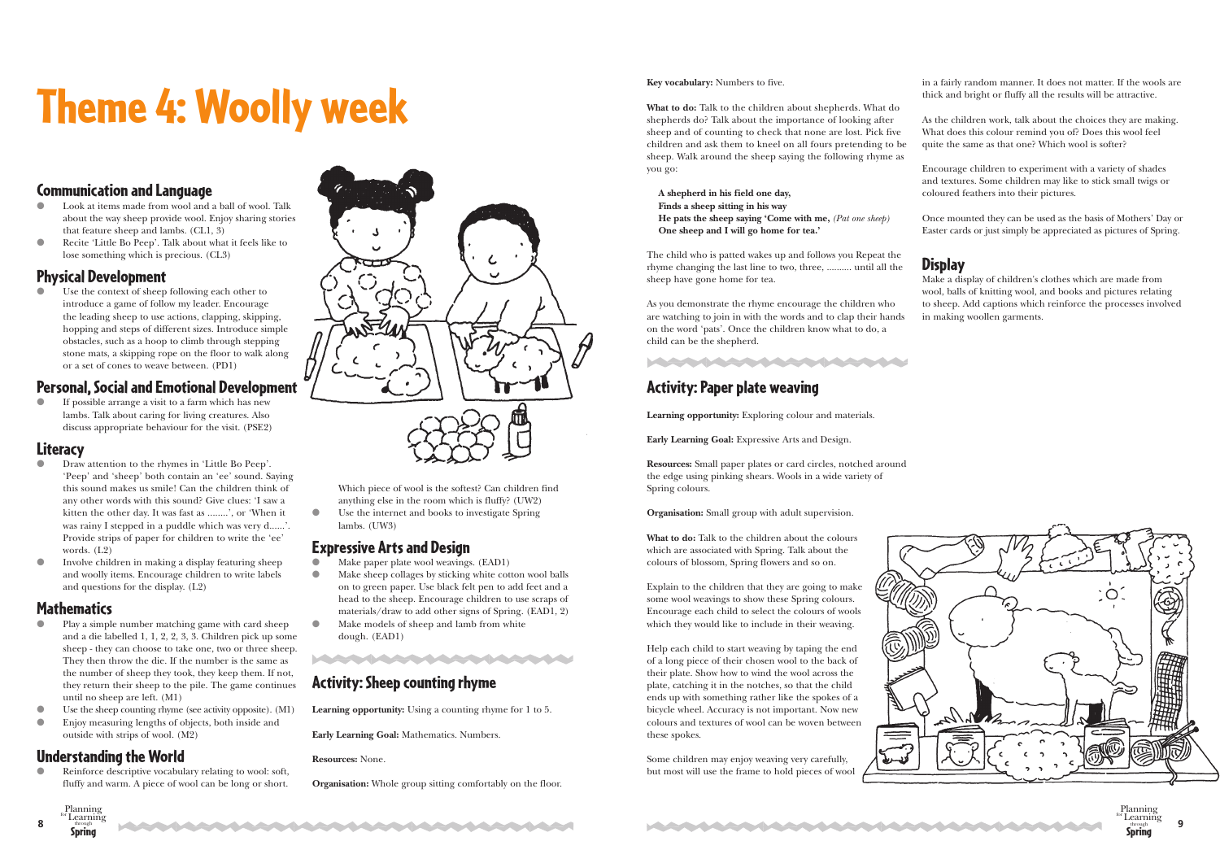# Theme 4: Woolly week

## Communication and Language

- Look at items made from wool and a ball of wool. Talk about the way sheep provide wool. Enjoy sharing stories that feature sheep and lambs. (CL1, 3)
- Recite 'Little Bo Peep'. Talk about what it feels like to lose something which is precious. (CL3)

## Physical Development

- Use the context of sheep following each other to introduce a game of follow my leader. Encourage the leading sheep to use actions, clapping, skipping, hopping and steps of different sizes. Introduce simple obstacles, such as a hoop to climb through stepping stone mats, a skipping rope on the floor to walk along or a set of cones to weave between. (PD1)

## Personal, Social and Emotional Development

- If possible arrange a visit to a farm which has new lambs. Talk about caring for living creatures. Also discuss appropriate behaviour for the visit. (PSE2)

## Literacy

- Draw attention to the rhymes in 'Little Bo Peep'. 'Peep' and 'sheep' both contain an 'ee' sound. Saying this sound makes us smile! Can the children think of any other words with this sound? Give clues: 'I saw a kitten the other day. It was fast as ........', or 'When it was rainy I stepped in a puddle which was very d......'. Provide strips of paper for children to write the 'ee' words. (L2)
- Involve children in making a display featuring sheep and woolly items. Encourage children to write labels and questions for the display. (L2)

## Mathematics

- Play a simple number matching game with card sheep and a die labelled 1, 1, 2, 2, 3, 3. Children pick up some sheep - they can choose to take one, two or three sheep. They then throw the die. If the number is the same as the number of sheep they took, they keep them. If not, they return their sheep to the pile. The game continues until no sheep are left. (M1)
- Use the sheep counting rhyme (see activity opposite). (M1)
- Enjoy measuring lengths of objects, both inside and outside with strips of wool. (M2)

## Understanding the World

- Reinforce descriptive vocabulary relating to wool: soft, fluffy and warm. A piece of wool can be long or short. Which piece of wool is the softest? Can children find anything else in the room which is fluffy? (UW2)
- Use the internet and books to investigate Spring lambs. (UW3)

## Expressive Arts and Design

- Make paper plate wool weavings. (EAD1)
- Make sheep collages by sticking white cotton wool balls on to green paper. Use black felt pen to add feet and a head to the sheep. Encourage children to use scraps of materials/draw to add other signs of Spring. (EAD1, 2)
- Make models of sheep and lamb from white dough. (EAD1)

## Activity: Sheep counting rhyme

**Learning opportunity:** Using a counting rhyme for 1 to 5.

**Early Learning Goal:** Mathematics. Numbers.

**Resources:** None.

**Organisation:** Whole group sitting comfortably on the floor.

**Key vocabulary:** Numbers to five.

**What to do:** Talk to the children about shepherds. What do shepherds do? Talk about the importance of looking after sheep and of counting to check that none are lost. Pick five children and ask them to kneel on all fours pretending to be sheep. Walk around the sheep saying the following rhyme as you go:

**A shepherd in his field one day,**
**Finds a sheep sitting in his way**
**He pats the sheep saying 'Come with me,** *(Pat one sheep)*
**One sheep and I will go home for tea.'**

The child who is patted wakes up and follows you Repeat the rhyme changing the last line to two, three, .......... until all the sheep have gone home for tea.

As you demonstrate the rhyme encourage the children who are watching to join in with the words and to clap their hands on the word 'pats'. Once the children know what to do, a child can be the shepherd.

## Activity: Paper plate weaving

**Learning opportunity:** Exploring colour and materials.

**Early Learning Goal:** Expressive Arts and Design.

**Resources:** Small paper plates or card circles, notched around the edge using pinking shears. Wools in a wide variety of Spring colours.

**Organisation:** Small group with adult supervision.

**What to do:** Talk to the children about the colours which are associated with Spring. Talk about the colours of blossom, Spring flowers and so on.

Explain to the children that they are going to make some wool weavings to show these Spring colours. Encourage each child to select the colours of wools which they would like to include in their weaving.

Help each child to start weaving by taping the end of a long piece of their chosen wool to the back of their plate. Show how to wind the wool across the plate, catching it in the notches, so that the child ends up with something rather like the spokes of a bicycle wheel. Accuracy is not important. Now new colours and textures of wool can be woven between these spokes.

Some children may enjoy weaving very carefully, but most will use the frame to hold pieces of wool in a fairly random manner. It does not matter. If the wools are thick and bright or fluffy all the results will be attractive.

As the children work, talk about the choices they are making. What does this colour remind you of? Does this wool feel quite the same as that one? Which wool is softer?

Encourage children to experiment with a variety of shades and textures. Some children may like to stick small twigs or coloured feathers into their pictures.

Once mounted they can be used as the basis of Mothers' Day or Easter cards or just simply be appreciated as pictures of Spring.

## Display

Make a display of children's clothes which are made from wool, balls of knitting wool, and books and pictures relating to sheep. Add captions which reinforce the processes involved in making woollen garments.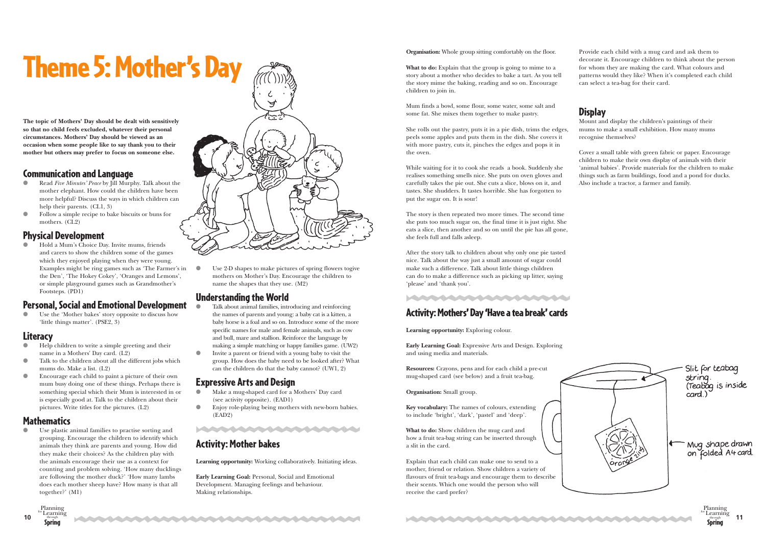# Theme 5: Mother's Day

**The topic of Mothers' Day should be dealt with sensitively so that no child feels excluded, whatever their personal circumstances. Mothers' Day should be viewed as an occasion when some people like to say thank you to their mother but others may prefer to focus on someone else.**

## Communication and Language

- Read *Five Minutes' Peace* by Jill Murphy. Talk about the mother elephant. How could the children have been more helpful? Discuss the ways in which children can help their parents. (CL1, 3)
- Follow a simple recipe to bake biscuits or buns for mothers. (CL2)

## Physical Development

- Hold a Mum's Choice Day. Invite mums, friends and carers to show the children some of the games which they enjoyed playing when they were young. Examples might be ring games such as 'The Farmer's in the Den', 'The Hokey Cokey', 'Oranges and Lemons', or simple playground games such as Grandmother's Footsteps. (PD1)

## Personal, Social and Emotional Development

- Use the 'Mother bakes' story opposite to discuss how 'little things matter'. (PSE2, 3)

## Literacy

- Help children to write a simple greeting and their name in a Mothers' Day card. (L2)
- Talk to the children about all the different jobs which mums do. Make a list. (L2)
- Encourage each child to paint a picture of their own mum busy doing one of these things. Perhaps there is something special which their Mum is interested in or is especially good at. Talk to the children about their pictures. Write titles for the pictures. (L2)

## Mathematics

- Use plastic animal families to practise sorting and grouping. Encourage the children to identify which animals they think are parents and young. How did they make their choices? As the children play with the animals encourage their use as a context for counting and problem solving. 'How many ducklings are following the mother duck?' 'How many lambs does each mother sheep have? How many is that all together?' (M1)
- Use 2-D shapes to make pictures of spring flowers togive mothers on Mother's Day. Encourage the children to name the shapes that they use. (M2)

## Understanding the World

- Talk about animal families, introducing and reinforcing the names of parents and young: a baby cat is a kitten, a baby horse is a foal and so on. Introduce some of the more specific names for male and female animals, such as cow and bull, mare and stallion. Reinforce the language by making a simple matching or happy families game. (UW2)
- Invite a parent or friend with a young baby to visit the group. How does the baby need to be looked after? What can the children do that the baby cannot? (UW1, 2)

## Expressive Arts and Design

- Make a mug-shaped card for a Mothers' Day card (see activity opposite). (EAD1)
- Enjoy role-playing being mothers with new-born babies. (EAD2)

## Activity: Mother bakes

**Learning opportunity:** Working collaboratively. Initiating ideas.

**Early Learning Goal:** Personal, Social and Emotional Development. Managing feelings and behaviour. Making relationships.

**Organisation:** Whole group sitting comfortably on the floor.

**What to do:** Explain that the group is going to mime to a story about a mother who decides to bake a tart. As you tell the story mime the baking, reading and so on. Encourage children to join in.

Mum finds a bowl, some flour, some water, some salt and some fat. She mixes them together to make pastry.

She rolls out the pastry, puts it in a pie dish, trims the edges, peels some apples and puts them in the dish. She covers it with more pastry, cuts it, pinches the edges and pops it in the oven.

While waiting for it to cook she reads a book. Suddenly she realises something smells nice. She puts on oven gloves and carefully takes the pie out. She cuts a slice, blows on it, and tastes. She shudders. It tastes horrible. She has forgotten to put the sugar on. It is sour!

The story is then repeated two more times. The second time she puts too much sugar on, the final time it is just right. She eats a slice, then another and so on until the pie has all gone, she feels full and falls asleep.

After the story talk to children about why only one pie tasted nice. Talk about the way just a small amount of sugar could make such a difference. Talk about little things children can do to make a difference such as picking up litter, saying 'please' and 'thank you'.

## Activity: Mothers' Day 'Have a tea break' cards

**Learning opportunity:** Exploring colour.

**Early Learning Goal:** Expressive Arts and Design. Exploring and using media and materials.

**Resources:** Crayons, pens and for each child a pre-cut mug-shaped card (see below) and a fruit tea-bag.

**Organisation:** Small group.

**Key vocabulary:** The names of colours, extending to include 'bright', 'dark', 'pastel' and 'deep'.

**What to do:** Show children the mug card and how a fruit tea-bag string can be inserted through a slit in the card.

Explain that each child can make one to send to a mother, friend or relation. Show children a variety of flavours of fruit tea-bags and encourage them to describe their scents. Which one would the person who will receive the card prefer?

Provide each child with a mug card and ask them to decorate it. Encourage children to think about the person for whom they are making the card. What colours and patterns would they like? When it's completed each child can select a tea-bag for their card.

Slit for teabag string. (Teabag is inside card.)

Mug shape drawn on folded A4 card.

## Display

Mount and display the children's paintings of their mums to make a small exhibition. How many mums recognise themselves?

Cover a small table with green fabric or paper. Encourage children to make their own display of animals with their 'animal babies'. Provide materials for the children to make things such as farm buildings, food and a pond for ducks. Also include a tractor, a farmer and family.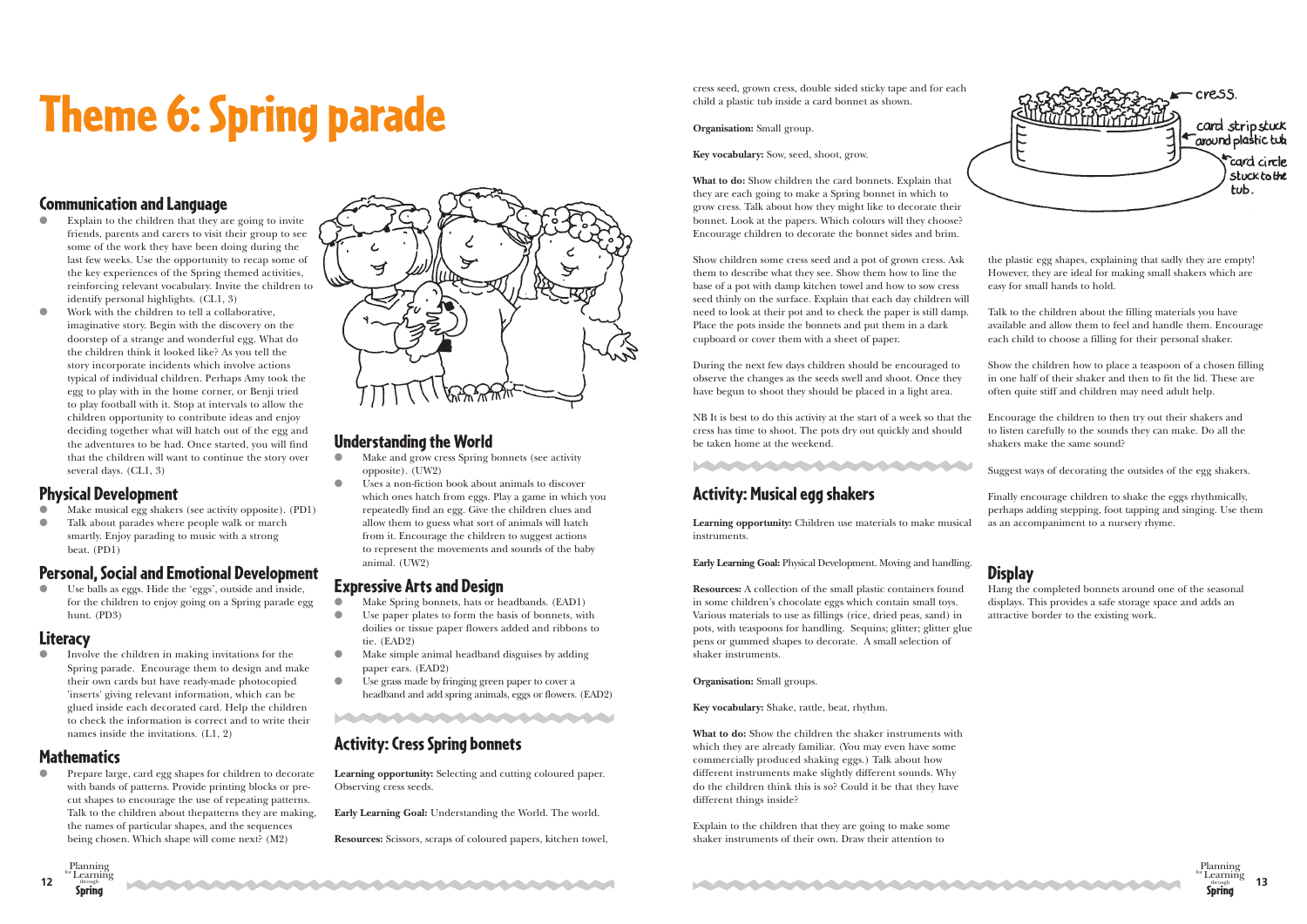# Theme 6: Spring parade

## Communication and Language

- Explain to the children that they are going to invite friends, parents and carers to visit their group to see some of the work they have been doing during the last few weeks. Use the opportunity to recap some of the key experiences of the Spring themed activities, reinforcing relevant vocabulary. Invite the children to identify personal highlights. (CL1, 3)
- Work with the children to tell a collaborative, imaginative story. Begin with the discovery on the doorstep of a strange and wonderful egg. What do the children think it looked like? As you tell the story incorporate incidents which involve actions typical of individual children. Perhaps Amy took the egg to play with in the home corner, or Benji tried to play football with it. Stop at intervals to allow the children opportunity to contribute ideas and enjoy deciding together what will hatch out of the egg and the adventures to be had. Once started, you will find that the children will want to continue the story over several days. (CL1, 3)

## Physical Development

- Make musical egg shakers (see activity opposite). (PD1)
- Talk about parades where people walk or march smartly. Enjoy parading to music with a strong beat. (PD1)

## Personal, Social and Emotional Development

- Use balls as eggs. Hide the 'eggs', outside and inside, for the children to enjoy going on a Spring parade egg hunt. (PD3)

## Literacy

- Involve the children in making invitations for the Spring parade. Encourage them to design and make their own cards but have ready-made photocopied 'inserts' giving relevant information, which can be glued inside each decorated card. Help the children to check the information is correct and to write their names inside the invitations. (L1, 2)

## Mathematics

- Prepare large, card egg shapes for children to decorate with bands of patterns. Provide printing blocks or pre-cut shapes to encourage the use of repeating patterns. Talk to the children about thepatterns they are making, the names of particular shapes, and the sequences being chosen. Which shape will come next? (M2)

## Understanding the World

- Make and grow cress Spring bonnets (see activity opposite). (UW2)
- Uses a non-fiction book about animals to discover which ones hatch from eggs. Play a game in which you repeatedly find an egg. Give the children clues and allow them to guess what sort of animals will hatch from it. Encourage the children to suggest actions to represent the movements and sounds of the baby animal. (UW2)

## Expressive Arts and Design

- Make Spring bonnets, hats or headbands. (EAD1)
- Use paper plates to form the basis of bonnets, with doilies or tissue paper flowers added and ribbons to tie. (EAD2)
- Make simple animal headband disguises by adding paper ears. (EAD2)
- Use grass made by fringing green paper to cover a headband and add spring animals, eggs or flowers. (EAD2)

## Activity: Cress Spring bonnets

**Learning opportunity:** Selecting and cutting coloured paper. Observing cress seeds.

**Early Learning Goal:** Understanding the World. The world.

**Resources:** Scissors, scraps of coloured papers, kitchen towel, cress seed, grown cress, double sided sticky tape and for each child a plastic tub inside a card bonnet as shown.

cress.
card strip stuck around plastic tub
card circle stuck to the tub.

**Organisation:** Small group.

**Key vocabulary:** Sow, seed, shoot, grow.

**What to do:** Show children the card bonnets. Explain that they are each going to make a Spring bonnet in which to grow cress. Talk about how they might like to decorate their bonnet. Look at the papers. Which colours will they choose? Encourage children to decorate the bonnet sides and brim.

Show children some cress seed and a pot of grown cress. Ask them to describe what they see. Show them how to line the base of a pot with damp kitchen towel and how to sow cress seed thinly on the surface. Explain that each day children will need to look at their pot and to check the paper is still damp. Place the pots inside the bonnets and put them in a dark cupboard or cover them with a sheet of paper.

During the next few days children should be encouraged to observe the changes as the seeds swell and shoot. Once they have begun to shoot they should be placed in a light area.

NB It is best to do this activity at the start of a week so that the cress has time to shoot. The pots dry out quickly and should be taken home at the weekend.

## Activity: Musical egg shakers

**Learning opportunity:** Children use materials to make musical instruments.

**Early Learning Goal:** Physical Development. Moving and handling.

**Resources:** A collection of the small plastic containers found in some children's chocolate eggs which contain small toys. Various materials to use as fillings (rice, dried peas, sand) in pots, with teaspoons for handling. Sequins; glitter; glitter glue pens or gummed shapes to decorate. A small selection of shaker instruments.

**Organisation:** Small groups.

**Key vocabulary:** Shake, rattle, beat, rhythm.

**What to do:** Show the children the shaker instruments with which they are already familiar. (You may even have some commercially produced shaking eggs.) Talk about how different instruments make slightly different sounds. Why do the children think this is so? Could it be that they have different things inside?

Explain to the children that they are going to make some shaker instruments of their own. Draw their attention to the plastic egg shapes, explaining that sadly they are empty! However, they are ideal for making small shakers which are easy for small hands to hold.

Talk to the children about the filling materials you have available and allow them to feel and handle them. Encourage each child to choose a filling for their personal shaker.

Show the children how to place a teaspoon of a chosen filling in one half of their shaker and then to fit the lid. These are often quite stiff and children may need adult help.

Encourage the children to then try out their shakers and to listen carefully to the sounds they can make. Do all the shakers make the same sound?

Suggest ways of decorating the outsides of the egg shakers.

Finally encourage children to shake the eggs rhythmically, perhaps adding stepping, foot tapping and singing. Use them as an accompaniment to a nursery rhyme.

## Display

Hang the completed bonnets around one of the seasonal displays. This provides a safe storage space and adds an attractive border to the existing work.